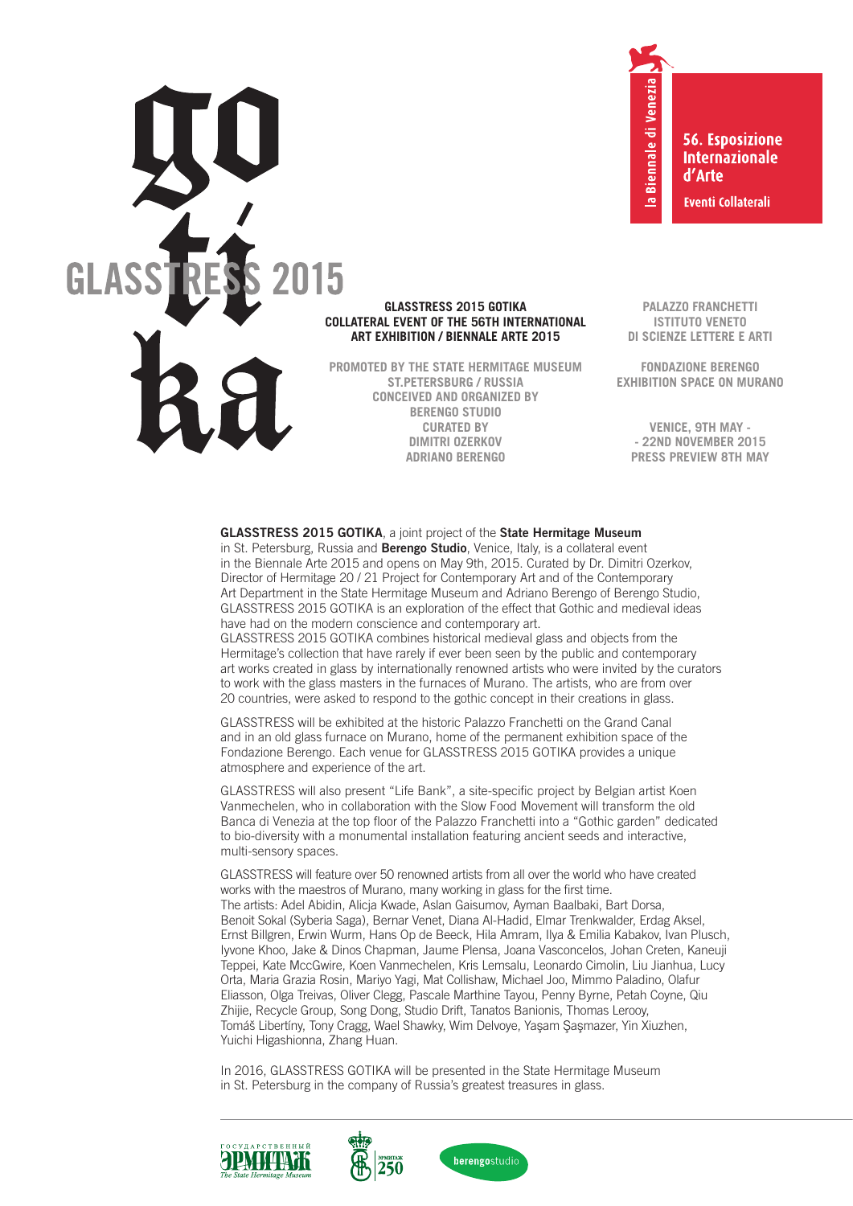# GLASSTRESS 2015 gotika

la Biennale di Venezia

**56. Esposizione Internazionale d'Arte**

**Eventi Collaterali**

**GLASSTRESS 2015 GOTIKA
COLLATERAL EVENT OF THE 56TH INTERNATIONAL
ART EXHIBITION / BIENNALE ARTE 2015**

PROMOTED BY THE STATE HERMITAGE MUSEUM
ST.PETERSBURG / RUSSIA
CONCEIVED AND ORGANIZED BY
BERENGO STUDIO
CURATED BY
DIMITRI OZERKOV
ADRIANO BERENGO

PALAZZO FRANCHETTI
ISTITUTO VENETO
DI SCIENZE LETTERE E ARTI

FONDAZIONE BERENGO
EXHIBITION SPACE ON MURANO

VENICE, 9TH MAY -
- 22ND NOVEMBER 2015
PRESS PREVIEW 8TH MAY

**GLASSTRESS 2015 GOTIKA**, a joint project of the **State Hermitage Museum** in St. Petersburg, Russia and **Berengo Studio**, Venice, Italy, is a collateral event in the Biennale Arte 2015 and opens on May 9th, 2015. Curated by Dr. Dimitri Ozerkov, Director of Hermitage 20 / 21 Project for Contemporary Art and of the Contemporary Art Department in the State Hermitage Museum and Adriano Berengo of Berengo Studio, GLASSTRESS 2015 GOTIKA is an exploration of the effect that Gothic and medieval ideas have had on the modern conscience and contemporary art.
GLASSTRESS 2015 GOTIKA combines historical medieval glass and objects from the Hermitage's collection that have rarely if ever been seen by the public and contemporary art works created in glass by internationally renowned artists who were invited by the curators to work with the glass masters in the furnaces of Murano. The artists, who are from over 20 countries, were asked to respond to the gothic concept in their creations in glass.

GLASSTRESS will be exhibited at the historic Palazzo Franchetti on the Grand Canal and in an old glass furnace on Murano, home of the permanent exhibition space of the Fondazione Berengo. Each venue for GLASSTRESS 2015 GOTIKA provides a unique atmosphere and experience of the art.

GLASSTRESS will also present "Life Bank", a site-specific project by Belgian artist Koen Vanmechelen, who in collaboration with the Slow Food Movement will transform the old Banca di Venezia at the top floor of the Palazzo Franchetti into a "Gothic garden" dedicated to bio-diversity with a monumental installation featuring ancient seeds and interactive, multi-sensory spaces.

GLASSTRESS will feature over 50 renowned artists from all over the world who have created works with the maestros of Murano, many working in glass for the first time.
The artists: Adel Abidin, Alicja Kwade, Aslan Gaisumov, Ayman Baalbaki, Bart Dorsa, Benoit Sokal (Syberia Saga), Bernar Venet, Diana Al-Hadid, Elmar Trenkwalder, Erdag Aksel, Ernst Billgren, Erwin Wurm, Hans Op de Beeck, Hila Amram, Ilya & Emilia Kabakov, Ivan Plusch, Iyvone Khoo, Jake & Dinos Chapman, Jaume Plensa, Joana Vasconcelos, Johan Creten, Kaneuji Teppei, Kate MccGwire, Koen Vanmechelen, Kris Lemsalu, Leonardo Cimolin, Liu Jianhua, Lucy Orta, Maria Grazia Rosin, Mariyo Yagi, Mat Collishaw, Michael Joo, Mimmo Paladino, Olafur Eliasson, Olga Treivas, Oliver Clegg, Pascale Marthine Tayou, Penny Byrne, Petah Coyne, Qiu Zhijie, Recycle Group, Song Dong, Studio Drift, Tanatos Banionis, Thomas Lerooy, Tomáš Libertíny, Tony Cragg, Wael Shawky, Wim Delvoye, Yaşam Şaşmazer, Yin Xiuzhen, Yuichi Higashionna, Zhang Huan.

In 2016, GLASSTRESS GOTIKA will be presented in the State Hermitage Museum in St. Petersburg in the company of Russia's greatest treasures in glass.

ГОСУДАРСТВЕННЫЙ ЭРМИТАЖ The State Hermitage Museum — ЭРМИТАЖ 250 — berengostudio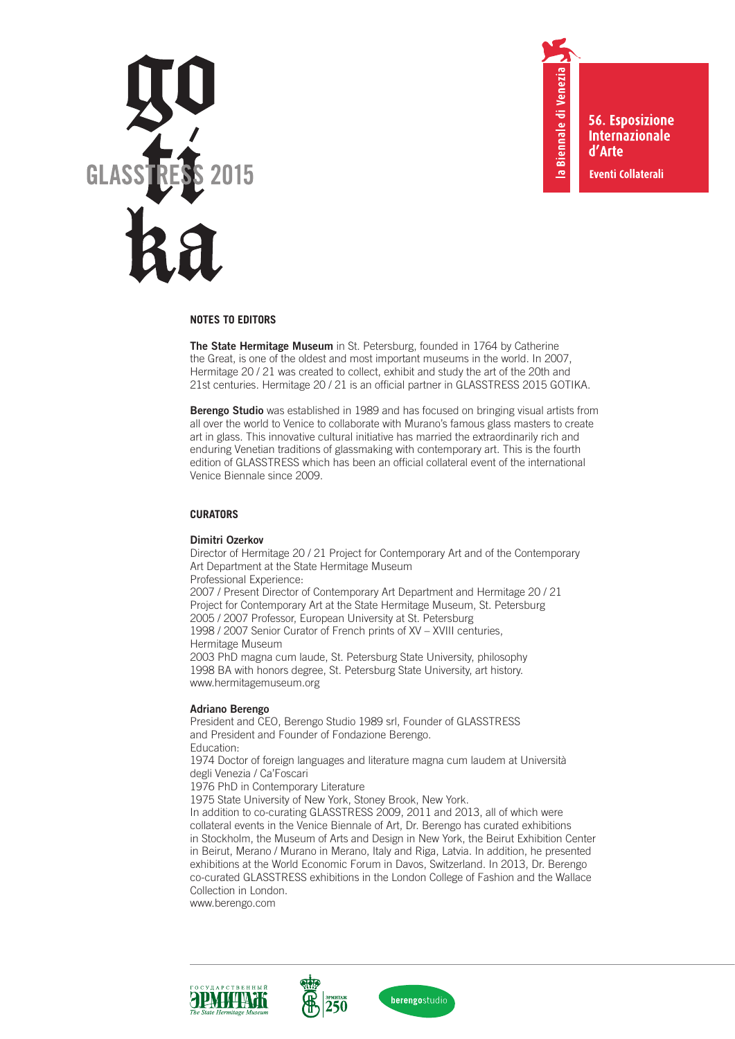## NOTES TO EDITORS

**The State Hermitage Museum** in St. Petersburg, founded in 1764 by Catherine the Great, is one of the oldest and most important museums in the world. In 2007, Hermitage 20 / 21 was created to collect, exhibit and study the art of the 20th and 21st centuries. Hermitage 20 / 21 is an official partner in GLASSTRESS 2015 GOTIKA.

**Berengo Studio** was established in 1989 and has focused on bringing visual artists from all over the world to Venice to collaborate with Murano's famous glass masters to create art in glass. This innovative cultural initiative has married the extraordinarily rich and enduring Venetian traditions of glassmaking with contemporary art. This is the fourth edition of GLASSTRESS which has been an official collateral event of the international Venice Biennale since 2009.

## CURATORS

**Dimitri Ozerkov**
Director of Hermitage 20 / 21 Project for Contemporary Art and of the Contemporary Art Department at the State Hermitage Museum
Professional Experience:
2007 / Present Director of Contemporary Art Department and Hermitage 20 / 21 Project for Contemporary Art at the State Hermitage Museum, St. Petersburg
2005 / 2007 Professor, European University at St. Petersburg
1998 / 2007 Senior Curator of French prints of XV – XVIII centuries, Hermitage Museum
2003 PhD magna cum laude, St. Petersburg State University, philosophy
1998 BA with honors degree, St. Petersburg State University, art history.
www.hermitagemuseum.org

**Adriano Berengo**
President and CEO, Berengo Studio 1989 srl, Founder of GLASSTRESS and President and Founder of Fondazione Berengo.
Education:
1974 Doctor of foreign languages and literature magna cum laudem at Università degli Venezia / Ca'Foscari
1976 PhD in Contemporary Literature
1975 State University of New York, Stoney Brook, New York.
In addition to co-curating GLASSTRESS 2009, 2011 and 2013, all of which were collateral events in the Venice Biennale of Art, Dr. Berengo has curated exhibitions in Stockholm, the Museum of Arts and Design in New York, the Beirut Exhibition Center in Beirut, Merano / Murano in Merano, Italy and Riga, Latvia. In addition, he presented exhibitions at the World Economic Forum in Davos, Switzerland. In 2013, Dr. Berengo co-curated GLASSTRESS exhibitions in the London College of Fashion and the Wallace Collection in London.
www.berengo.com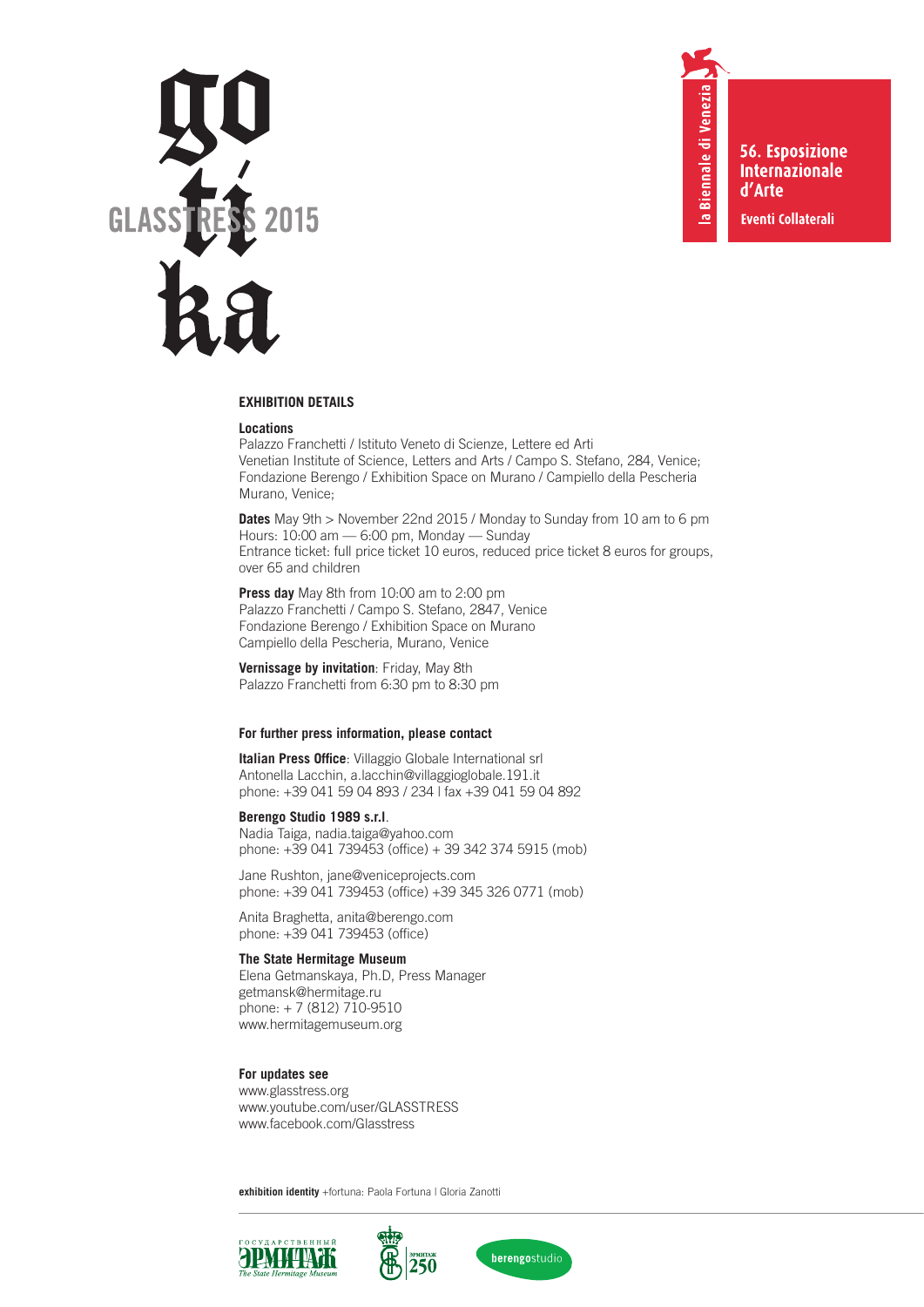go
ti
ka
GLASSTRESS 2015

la Biennale di Venezia

56. Esposizione Internazionale d'Arte

Eventi Collaterali

## EXHIBITION DETAILS

**Locations**
Palazzo Franchetti / Istituto Veneto di Scienze, Lettere ed Arti
Venetian Institute of Science, Letters and Arts / Campo S. Stefano, 284, Venice;
Fondazione Berengo / Exhibition Space on Murano / Campiello della Pescheria
Murano, Venice;

**Dates** May 9th > November 22nd 2015 / Monday to Sunday from 10 am to 6 pm
Hours: 10:00 am — 6:00 pm, Monday — Sunday
Entrance ticket: full price ticket 10 euros, reduced price ticket 8 euros for groups, over 65 and children

**Press day** May 8th from 10:00 am to 2:00 pm
Palazzo Franchetti / Campo S. Stefano, 2847, Venice
Fondazione Berengo / Exhibition Space on Murano
Campiello della Pescheria, Murano, Venice

**Vernissage by invitation**: Friday, May 8th
Palazzo Franchetti from 6:30 pm to 8:30 pm

**For further press information, please contact**

**Italian Press Office**: Villaggio Globale International srl
Antonella Lacchin, a.lacchin@villaggioglobale.191.it
phone: +39 041 59 04 893 / 234 I fax +39 041 59 04 892

**Berengo Studio 1989 s.r.l**.
Nadia Taiga, nadia.taiga@yahoo.com
phone: +39 041 739453 (office) + 39 342 374 5915 (mob)

Jane Rushton, jane@veniceprojects.com
phone: +39 041 739453 (office) +39 345 326 0771 (mob)

Anita Braghetta, anita@berengo.com
phone: +39 041 739453 (office)

**The State Hermitage Museum**
Elena Getmanskaya, Ph.D, Press Manager
getmansk@hermitage.ru
phone: + 7 (812) 710-9510
www.hermitagemuseum.org

**For updates see**
www.glasstress.org
www.youtube.com/user/GLASSTRESS
www.facebook.com/Glasstress

**exhibition identity** +fortuna: Paola Fortuna I Gloria Zanotti

ГОСУДАРСТВЕННЫЙ ЭРМИТАЖ The State Hermitage Museum

ЭРМИТАЖ 250

berengostudio